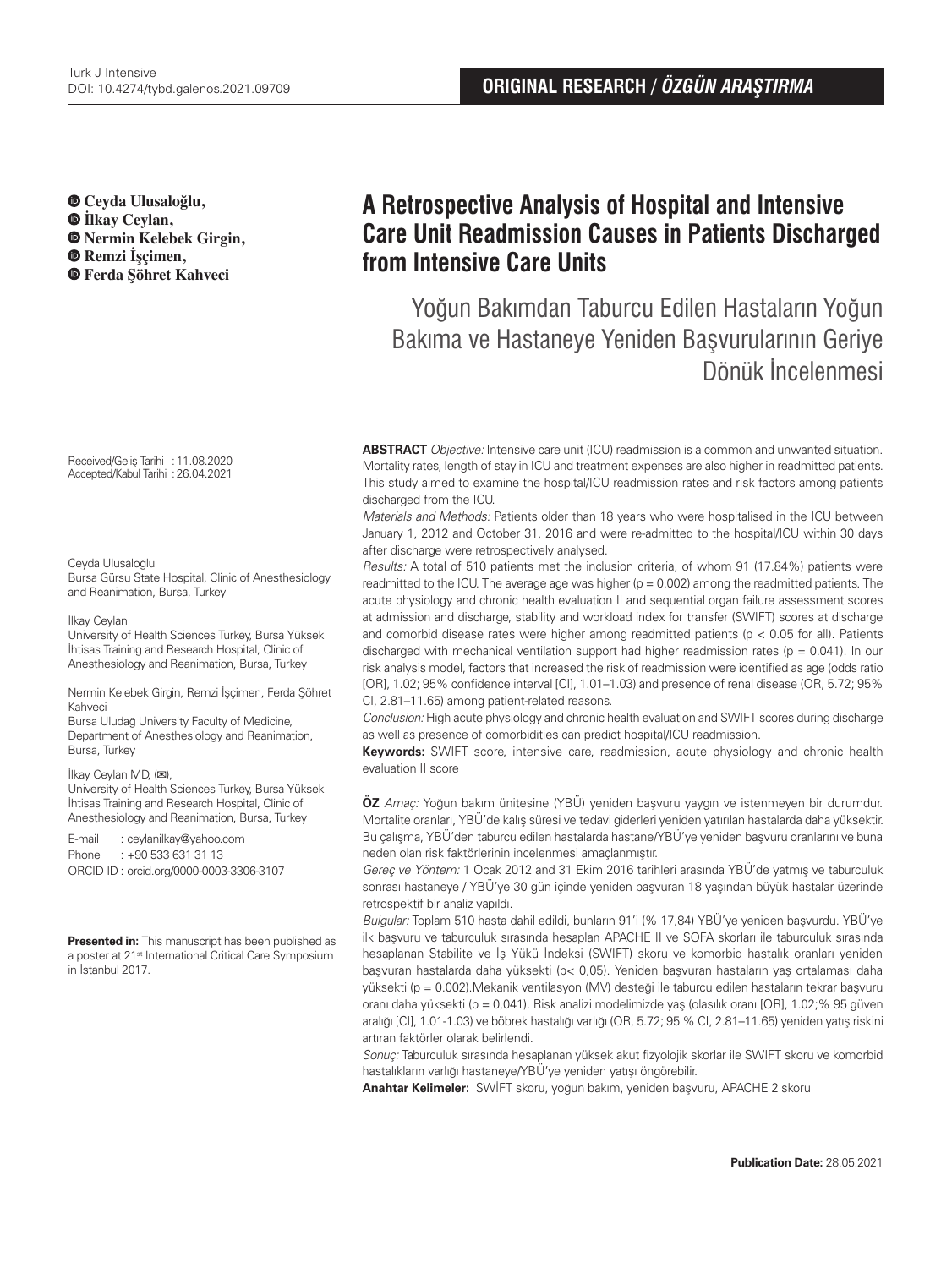ORIGINAL RESEARCH / *ÖZGÜN ARAŞTIRMA*

# A Retrospective Analysis of Hospital and Intensive Care Unit Readmission Causes in Patients Discharged from Intensive Care Units

## Yoğun Bakımdan Taburcu Edilen Hastaların Yoğun Bakıma ve Hastaneye Yeniden Başvurularının Geriye Dönük İncelenmesi

**Ceyda Ulusaloğlu, İlkay Ceylan, Nermin Kelebek Girgin, Remzi İşçimen, Ferda Şöhret Kahveci**

Received/Geliş Tarihi : 11.08.2020
Accepted/Kabul Tarihi : 26.04.2021

Ceyda Ulusaloğlu
Bursa Gürsu State Hospital, Clinic of Anesthesiology and Reanimation, Bursa, Turkey

İlkay Ceylan
University of Health Sciences Turkey, Bursa Yüksek İhtisas Training and Research Hospital, Clinic of Anesthesiology and Reanimation, Bursa, Turkey

Nermin Kelebek Girgin, Remzi İşçimen, Ferda Şöhret Kahveci
Bursa Uludağ University Faculty of Medicine, Department of Anesthesiology and Reanimation, Bursa, Turkey

İlkay Ceylan MD, (✉),
University of Health Sciences Turkey, Bursa Yüksek İhtisas Training and Research Hospital, Clinic of Anesthesiology and Reanimation, Bursa, Turkey

E-mail : ceylanilkay@yahoo.com
Phone : +90 533 631 31 13
ORCID ID : orcid.org/0000-0003-3306-3107

**Presented in:** This manuscript has been published as a poster at 21st International Critical Care Symposium in İstanbul 2017.

**ABSTRACT** *Objective:* Intensive care unit (ICU) readmission is a common and unwanted situation. Mortality rates, length of stay in ICU and treatment expenses are also higher in readmitted patients. This study aimed to examine the hospital/ICU readmission rates and risk factors among patients discharged from the ICU.

*Materials and Methods:* Patients older than 18 years who were hospitalised in the ICU between January 1, 2012 and October 31, 2016 and were re-admitted to the hospital/ICU within 30 days after discharge were retrospectively analysed.

*Results:* A total of 510 patients met the inclusion criteria, of whom 91 (17.84%) patients were readmitted to the ICU. The average age was higher (p = 0.002) among the readmitted patients. The acute physiology and chronic health evaluation II and sequential organ failure assessment scores at admission and discharge, stability and workload index for transfer (SWIFT) scores at discharge and comorbid disease rates were higher among readmitted patients (p < 0.05 for all). Patients discharged with mechanical ventilation support had higher readmission rates (p = 0.041). In our risk analysis model, factors that increased the risk of readmission were identified as age (odds ratio [OR], 1.02; 95% confidence interval [CI], 1.01–1.03) and presence of renal disease (OR, 5.72; 95% CI, 2.81–11.65) among patient-related reasons.

*Conclusion:* High acute physiology and chronic health evaluation and SWIFT scores during discharge as well as presence of comorbidities can predict hospital/ICU readmission.

**Keywords:** SWIFT score, intensive care, readmission, acute physiology and chronic health evaluation II score

**ÖZ** *Amaç:* Yoğun bakım ünitesine (YBÜ) yeniden başvuru yaygın ve istenmeyen bir durumdur. Mortalite oranları, YBÜ'de kalış süresi ve tedavi giderleri yeniden yatırılan hastalarda daha yüksektir. Bu çalışma, YBÜ'den taburcu edilen hastalarda hastane/YBÜ'ye yeniden başvuru oranlarını ve buna neden olan risk faktörlerinin incelenmesi amaçlanmıştır.

*Gereç ve Yöntem:* 1 Ocak 2012 and 31 Ekim 2016 tarihleri arasında YBÜ'de yatmış ve taburculuk sonrası hastaneye / YBÜ'ye 30 gün içinde yeniden başvuran 18 yaşından büyük hastalar üzerinde retrospektif bir analiz yapıldı.

*Bulgular:* Toplam 510 hasta dahil edildi, bunların 91'i (% 17,84) YBÜ'ye yeniden başvurdu. YBÜ'ye ilk başvuru ve taburculuk sırasında hesaplan APACHE II ve SOFA skorları ile taburculuk sırasında hesaplanan Stabilite ve İş Yükü İndeksi (SWIFT) skoru ve komorbid hastalık oranları yeniden başvuran hastalarda daha yüksekti (p< 0,05). Yeniden başvuran hastaların yaş ortalaması daha yüksekti (p = 0.002).Mekanik ventilasyon (MV) desteği ile taburcu edilen hastaların tekrar başvuru oranı daha yüksekti (p = 0,041). Risk analizi modelimizde yaş (olasılık oranı [OR], 1.02;% 95 güven aralığı [CI], 1.01-1.03) ve böbrek hastalığı varlığı (OR, 5.72; 95 % CI, 2.81–11.65) yeniden yatış riskini artıran faktörler olarak belirlendi.

*Sonuç:* Taburculuk sırasında hesaplanan yüksek akut fizyolojik skorlar ile SWIFT skoru ve komorbid hastalıkların varlığı hastaneye/YBÜ'ye yeniden yatışı öngörebilir.

**Anahtar Kelimeler:** SWİFT skoru, yoğun bakım, yeniden başvuru, APACHE 2 skoru

**Publication Date:** 28.05.2021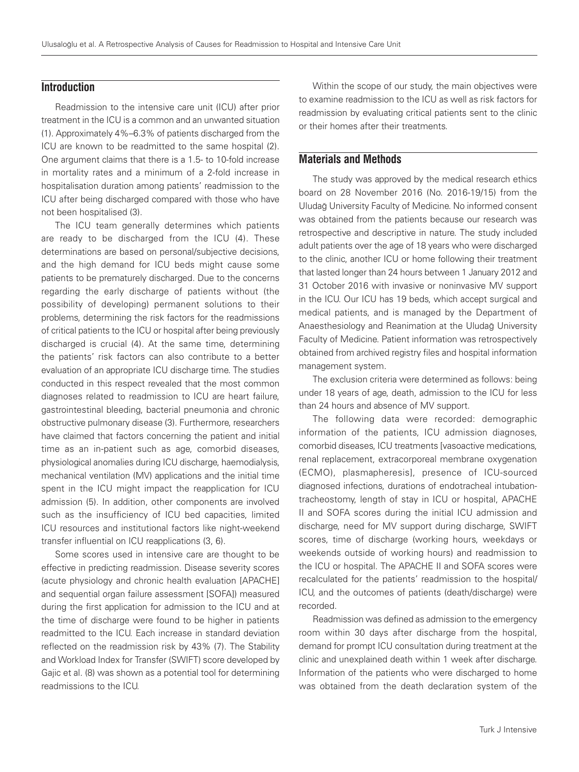## Introduction

Readmission to the intensive care unit (ICU) after prior treatment in the ICU is a common and an unwanted situation (1). Approximately 4%–6.3% of patients discharged from the ICU are known to be readmitted to the same hospital (2). One argument claims that there is a 1.5- to 10-fold increase in mortality rates and a minimum of a 2-fold increase in hospitalisation duration among patients' readmission to the ICU after being discharged compared with those who have not been hospitalised (3).

The ICU team generally determines which patients are ready to be discharged from the ICU (4). These determinations are based on personal/subjective decisions, and the high demand for ICU beds might cause some patients to be prematurely discharged. Due to the concerns regarding the early discharge of patients without (the possibility of developing) permanent solutions to their problems, determining the risk factors for the readmissions of critical patients to the ICU or hospital after being previously discharged is crucial (4). At the same time, determining the patients' risk factors can also contribute to a better evaluation of an appropriate ICU discharge time. The studies conducted in this respect revealed that the most common diagnoses related to readmission to ICU are heart failure, gastrointestinal bleeding, bacterial pneumonia and chronic obstructive pulmonary disease (3). Furthermore, researchers have claimed that factors concerning the patient and initial time as an in-patient such as age, comorbid diseases, physiological anomalies during ICU discharge, haemodialysis, mechanical ventilation (MV) applications and the initial time spent in the ICU might impact the reapplication for ICU admission (5). In addition, other components are involved such as the insufficiency of ICU bed capacities, limited ICU resources and institutional factors like night-weekend transfer influential on ICU reapplications (3, 6).

Some scores used in intensive care are thought to be effective in predicting readmission. Disease severity scores (acute physiology and chronic health evaluation [APACHE] and sequential organ failure assessment [SOFA]) measured during the first application for admission to the ICU and at the time of discharge were found to be higher in patients readmitted to the ICU. Each increase in standard deviation reflected on the readmission risk by 43% (7). The Stability and Workload Index for Transfer (SWIFT) score developed by Gajic et al. (8) was shown as a potential tool for determining readmissions to the ICU.

Within the scope of our study, the main objectives were to examine readmission to the ICU as well as risk factors for readmission by evaluating critical patients sent to the clinic or their homes after their treatments.

## Materials and Methods

The study was approved by the medical research ethics board on 28 November 2016 (No. 2016-19/15) from the Uludağ University Faculty of Medicine. No informed consent was obtained from the patients because our research was retrospective and descriptive in nature. The study included adult patients over the age of 18 years who were discharged to the clinic, another ICU or home following their treatment that lasted longer than 24 hours between 1 January 2012 and 31 October 2016 with invasive or noninvasive MV support in the ICU. Our ICU has 19 beds, which accept surgical and medical patients, and is managed by the Department of Anaesthesiology and Reanimation at the Uludağ University Faculty of Medicine. Patient information was retrospectively obtained from archived registry files and hospital information management system.

The exclusion criteria were determined as follows: being under 18 years of age, death, admission to the ICU for less than 24 hours and absence of MV support.

The following data were recorded: demographic information of the patients, ICU admission diagnoses, comorbid diseases, ICU treatments [vasoactive medications, renal replacement, extracorporeal membrane oxygenation (ECMO), plasmapheresis], presence of ICU-sourced diagnosed infections, durations of endotracheal intubation-tracheostomy, length of stay in ICU or hospital, APACHE II and SOFA scores during the initial ICU admission and discharge, need for MV support during discharge, SWIFT scores, time of discharge (working hours, weekdays or weekends outside of working hours) and readmission to the ICU or hospital. The APACHE II and SOFA scores were recalculated for the patients' readmission to the hospital/ICU, and the outcomes of patients (death/discharge) were recorded.

Readmission was defined as admission to the emergency room within 30 days after discharge from the hospital, demand for prompt ICU consultation during treatment at the clinic and unexplained death within 1 week after discharge. Information of the patients who were discharged to home was obtained from the death declaration system of the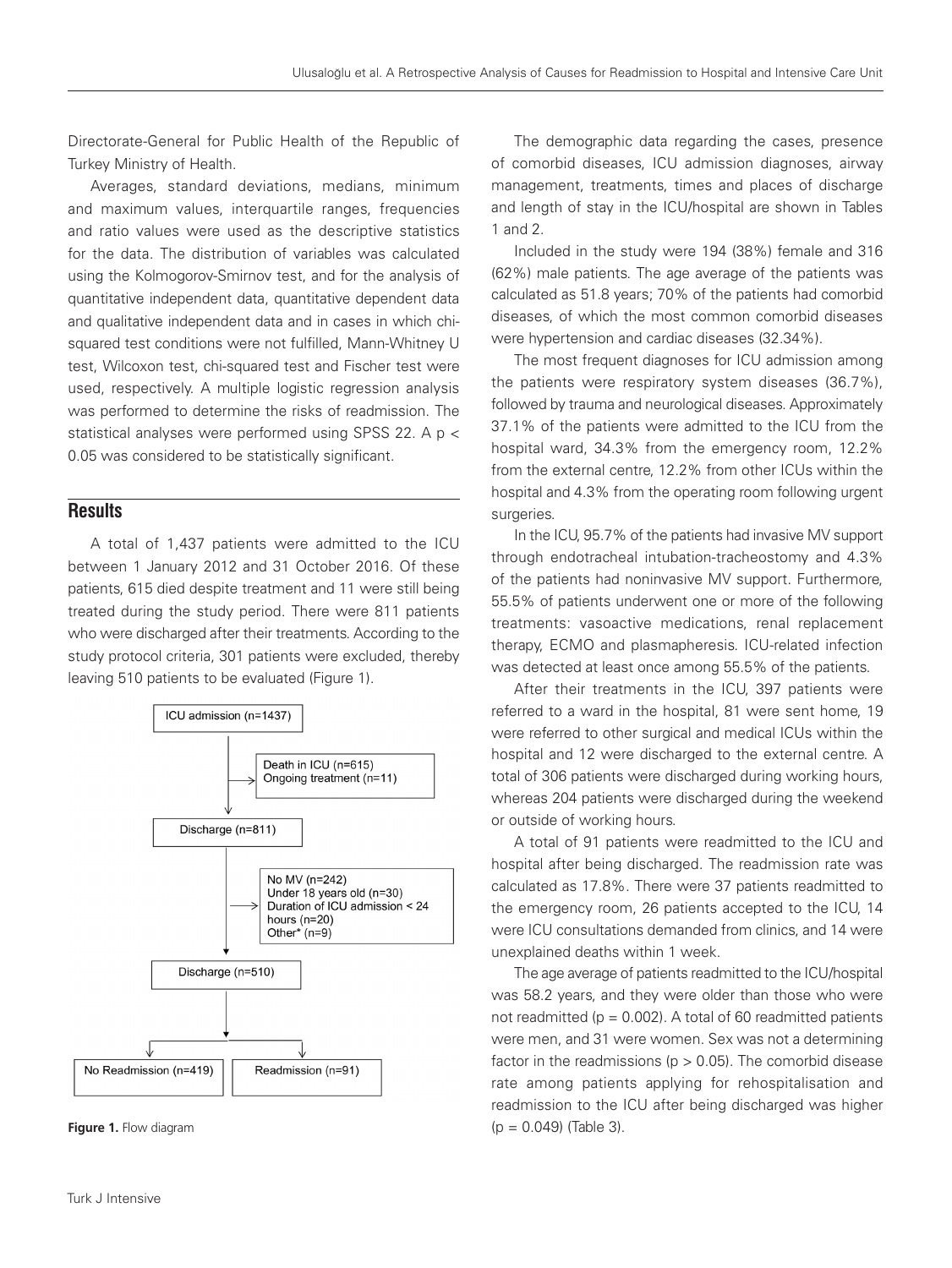Directorate-General for Public Health of the Republic of Turkey Ministry of Health.

Averages, standard deviations, medians, minimum and maximum values, interquartile ranges, frequencies and ratio values were used as the descriptive statistics for the data. The distribution of variables was calculated using the Kolmogorov-Smirnov test, and for the analysis of quantitative independent data, quantitative dependent data and qualitative independent data and in cases in which chi-squared test conditions were not fulfilled, Mann-Whitney U test, Wilcoxon test, chi-squared test and Fischer test were used, respectively. A multiple logistic regression analysis was performed to determine the risks of readmission. The statistical analyses were performed using SPSS 22. A $p < 0.05$ was considered to be statistically significant.

## Results

A total of 1,437 patients were admitted to the ICU between 1 January 2012 and 31 October 2016. Of these patients, 615 died despite treatment and 11 were still being treated during the study period. There were 811 patients who were discharged after their treatments. According to the study protocol criteria, 301 patients were excluded, thereby leaving 510 patients to be evaluated (Figure 1).

ICU admission (n=1437)
→ Death in ICU (n=615); Ongoing treatment (n=11)
Discharge (n=811)
→ No MV (n=242); Under 18 years old (n=30); Duration of ICU admission < 24 hours (n=20); Other* (n=9)
Discharge (n=510)
No Readmission (n=419) | Readmission (n=91)

**Figure 1.** Flow diagram

The demographic data regarding the cases, presence of comorbid diseases, ICU admission diagnoses, airway management, treatments, times and places of discharge and length of stay in the ICU/hospital are shown in Tables 1 and 2.

Included in the study were 194 (38%) female and 316 (62%) male patients. The age average of the patients was calculated as 51.8 years; 70% of the patients had comorbid diseases, of which the most common comorbid diseases were hypertension and cardiac diseases (32.34%).

The most frequent diagnoses for ICU admission among the patients were respiratory system diseases (36.7%), followed by trauma and neurological diseases. Approximately 37.1% of the patients were admitted to the ICU from the hospital ward, 34.3% from the emergency room, 12.2% from the external centre, 12.2% from other ICUs within the hospital and 4.3% from the operating room following urgent surgeries.

In the ICU, 95.7% of the patients had invasive MV support through endotracheal intubation-tracheostomy and 4.3% of the patients had noninvasive MV support. Furthermore, 55.5% of patients underwent one or more of the following treatments: vasoactive medications, renal replacement therapy, ECMO and plasmapheresis. ICU-related infection was detected at least once among 55.5% of the patients.

After their treatments in the ICU, 397 patients were referred to a ward in the hospital, 81 were sent home, 19 were referred to other surgical and medical ICUs within the hospital and 12 were discharged to the external centre. A total of 306 patients were discharged during working hours, whereas 204 patients were discharged during the weekend or outside of working hours.

A total of 91 patients were readmitted to the ICU and hospital after being discharged. The readmission rate was calculated as 17.8%. There were 37 patients readmitted to the emergency room, 26 patients accepted to the ICU, 14 were ICU consultations demanded from clinics, and 14 were unexplained deaths within 1 week.

The age average of patients readmitted to the ICU/hospital was 58.2 years, and they were older than those who were not readmitted ($p = 0.002$). A total of 60 readmitted patients were men, and 31 were women. Sex was not a determining factor in the readmissions ($p > 0.05$). The comorbid disease rate among patients applying for rehospitalisation and readmission to the ICU after being discharged was higher ($p = 0.049$) (Table 3).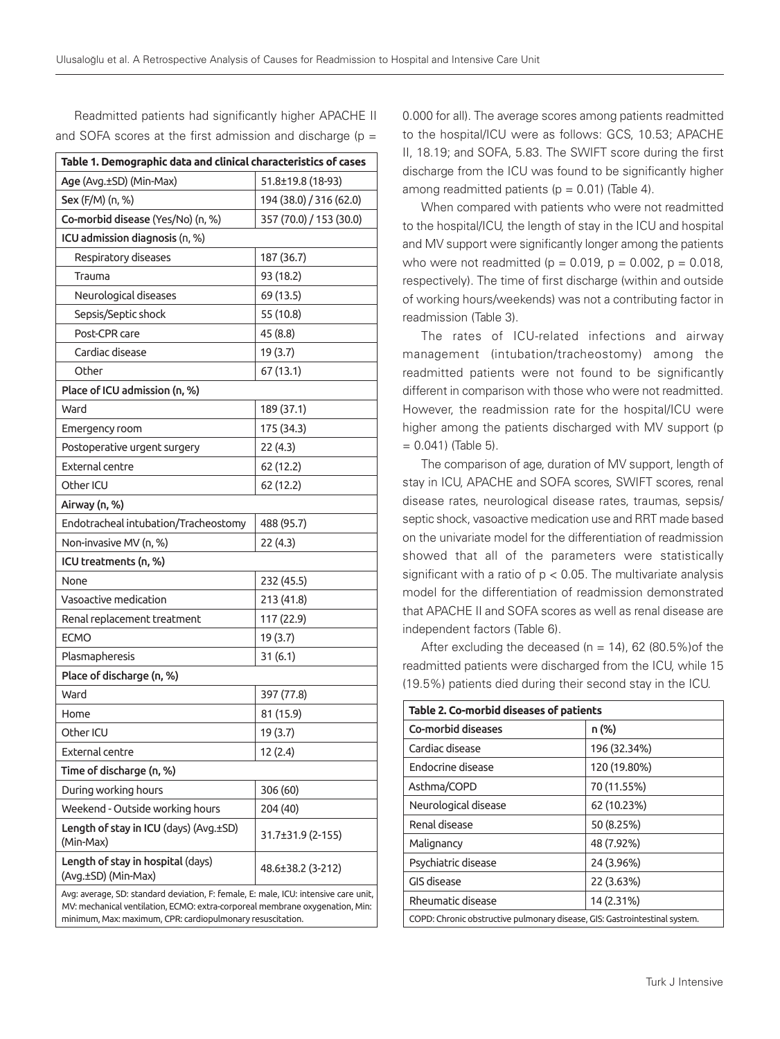Readmitted patients had significantly higher APACHE II and SOFA scores at the first admission and discharge (p = 0.000 for all). The average scores among patients readmitted to the hospital/ICU were as follows: GCS, 10.53; APACHE II, 18.19; and SOFA, 5.83. The SWIFT score during the first discharge from the ICU was found to be significantly higher among readmitted patients (p = 0.01) (Table 4).

| Table 1. Demographic data and clinical characteristics of cases | |
|---|---|
| **Age** (Avg.±SD) (Min-Max) | 51.8±19.8 (18-93) |
| **Sex** (F/M) (n, %) | 194 (38.0) / 316 (62.0) |
| **Co-morbid disease** (Yes/No) (n, %) | 357 (70.0) / 153 (30.0) |
| **ICU admission diagnosis** (n, %) | |
| Respiratory diseases | 187 (36.7) |
| Trauma | 93 (18.2) |
| Neurological diseases | 69 (13.5) |
| Sepsis/Septic shock | 55 (10.8) |
| Post-CPR care | 45 (8.8) |
| Cardiac disease | 19 (3.7) |
| Other | 67 (13.1) |
| **Place of ICU admission (n, %)** | |
| Ward | 189 (37.1) |
| Emergency room | 175 (34.3) |
| Postoperative urgent surgery | 22 (4.3) |
| External centre | 62 (12.2) |
| Other ICU | 62 (12.2) |
| **Airway (n, %)** | |
| Endotracheal intubation/Tracheostomy | 488 (95.7) |
| Non-invasive MV (n, %) | 22 (4.3) |
| **ICU treatments (n, %)** | |
| None | 232 (45.5) |
| Vasoactive medication | 213 (41.8) |
| Renal replacement treatment | 117 (22.9) |
| ECMO | 19 (3.7) |
| Plasmapheresis | 31 (6.1) |
| **Place of discharge (n, %)** | |
| Ward | 397 (77.8) |
| Home | 81 (15.9) |
| Other ICU | 19 (3.7) |
| External centre | 12 (2.4) |
| **Time of discharge (n, %)** | |
| During working hours | 306 (60) |
| Weekend - Outside working hours | 204 (40) |
| **Length of stay in ICU** (days) (Avg.±SD) (Min-Max) | 31.7±31.9 (2-155) |
| **Length of stay in hospital** (days) (Avg.±SD) (Min-Max) | 48.6±38.2 (3-212) |

Avg: average, SD: standard deviation, F: female, E: male, ICU: intensive care unit, MV: mechanical ventilation, ECMO: extra-corporeal membrane oxygenation, Min: minimum, Max: maximum, CPR: cardiopulmonary resuscitation.

When compared with patients who were not readmitted to the hospital/ICU, the length of stay in the ICU and hospital and MV support were significantly longer among the patients who were not readmitted (p = 0.019, p = 0.002, p = 0.018, respectively). The time of first discharge (within and outside of working hours/weekends) was not a contributing factor in readmission (Table 3).

The rates of ICU-related infections and airway management (intubation/tracheostomy) among the readmitted patients were not found to be significantly different in comparison with those who were not readmitted. However, the readmission rate for the hospital/ICU were higher among the patients discharged with MV support (p = 0.041) (Table 5).

The comparison of age, duration of MV support, length of stay in ICU, APACHE and SOFA scores, SWIFT scores, renal disease rates, neurological disease rates, traumas, sepsis/septic shock, vasoactive medication use and RRT made based on the univariate model for the differentiation of readmission showed that all of the parameters were statistically significant with a ratio of $p < 0.05$. The multivariate analysis model for the differentiation of readmission demonstrated that APACHE II and SOFA scores as well as renal disease are independent factors (Table 6).

After excluding the deceased (n = 14), 62 (80.5%)of the readmitted patients were discharged from the ICU, while 15 (19.5%) patients died during their second stay in the ICU.

| Table 2. Co-morbid diseases of patients | |
|---|---|
| **Co-morbid diseases** | **n (%)** |
| Cardiac disease | 196 (32.34%) |
| Endocrine disease | 120 (19.80%) |
| Asthma/COPD | 70 (11.55%) |
| Neurological disease | 62 (10.23%) |
| Renal disease | 50 (8.25%) |
| Malignancy | 48 (7.92%) |
| Psychiatric disease | 24 (3.96%) |
| GIS disease | 22 (3.63%) |
| Rheumatic disease | 14 (2.31%) |

COPD: Chronic obstructive pulmonary disease, GIS: Gastrointestinal system.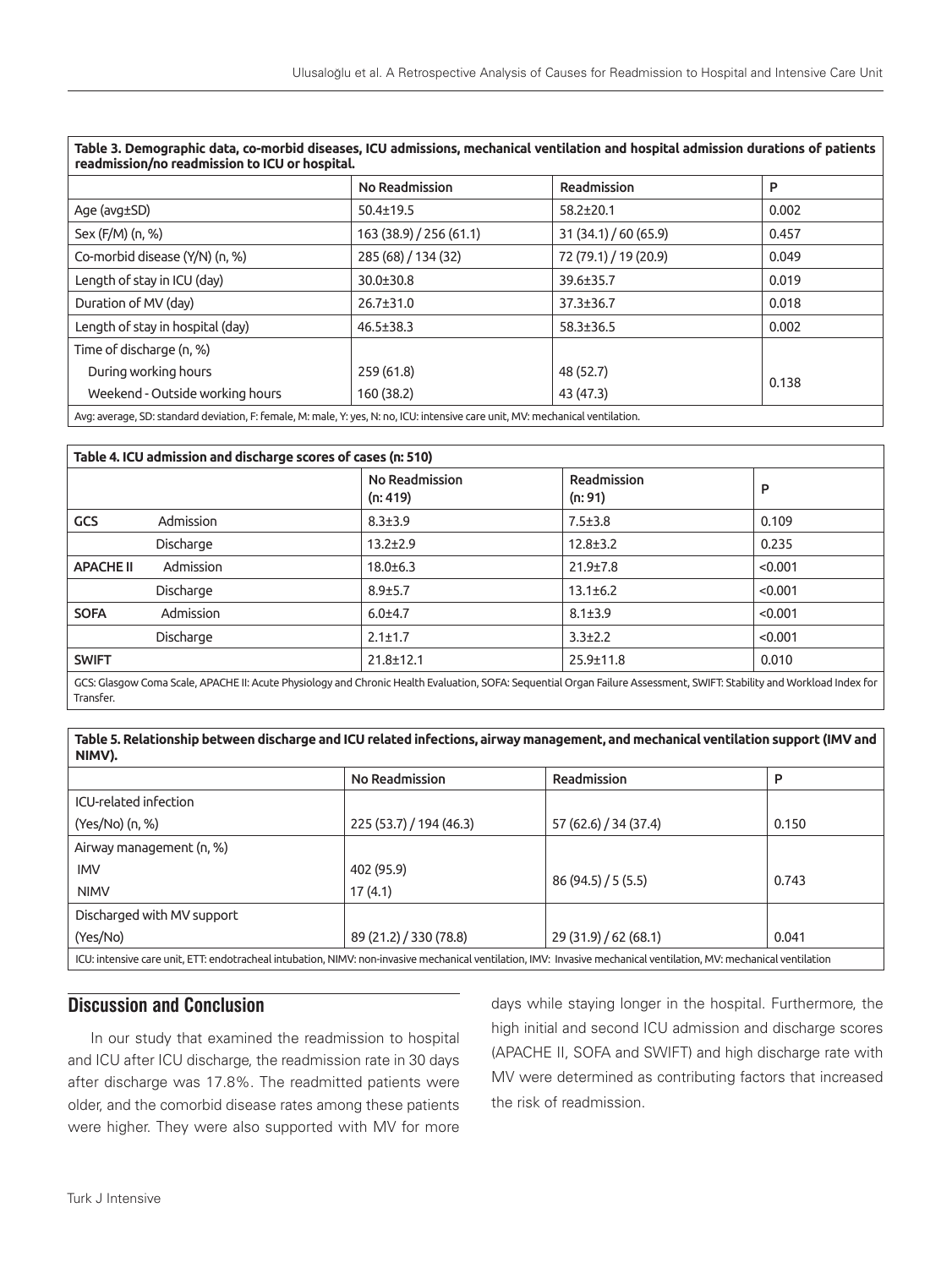**Table 3. Demographic data, co-morbid diseases, ICU admissions, mechanical ventilation and hospital admission durations of patients readmission/no readmission to ICU or hospital.**

| | No Readmission | Readmission | P |
|---|---|---|---|
| Age (avg±SD) | 50.4±19.5 | 58.2±20.1 | 0.002 |
| Sex (F/M) (n, %) | 163 (38.9) / 256 (61.1) | 31 (34.1) / 60 (65.9) | 0.457 |
| Co-morbid disease (Y/N) (n, %) | 285 (68) / 134 (32) | 72 (79.1) / 19 (20.9) | 0.049 |
| Length of stay in ICU (day) | 30.0±30.8 | 39.6±35.7 | 0.019 |
| Duration of MV (day) | 26.7±31.0 | 37.3±36.7 | 0.018 |
| Length of stay in hospital (day) | 46.5±38.3 | 58.3±36.5 | 0.002 |
| Time of discharge (n, %) | | | |
| During working hours | 259 (61.8) | 48 (52.7) | 0.138 |
| Weekend - Outside working hours | 160 (38.2) | 43 (47.3) | |

Avg: average, SD: standard deviation, F: female, M: male, Y: yes, N: no, ICU: intensive care unit, MV: mechanical ventilation.

**Table 4. ICU admission and discharge scores of cases (n: 510)**

| | | No Readmission (n: 419) | Readmission (n: 91) | P |
|---|---|---|---|---|
| GCS | Admission | 8.3±3.9 | 7.5±3.8 | 0.109 |
| | Discharge | 13.2±2.9 | 12.8±3.2 | 0.235 |
| APACHE II | Admission | 18.0±6.3 | 21.9±7.8 | <0.001 |
| | Discharge | 8.9±5.7 | 13.1±6.2 | <0.001 |
| SOFA | Admission | 6.0±4.7 | 8.1±3.9 | <0.001 |
| | Discharge | 2.1±1.7 | 3.3±2.2 | <0.001 |
| SWIFT | | 21.8±12.1 | 25.9±11.8 | 0.010 |

GCS: Glasgow Coma Scale, APACHE II: Acute Physiology and Chronic Health Evaluation, SOFA: Sequential Organ Failure Assessment, SWIFT: Stability and Workload Index for Transfer.

**Table 5. Relationship between discharge and ICU related infections, airway management, and mechanical ventilation support (IMV and NIMV).**

| | No Readmission | Readmission | P |
|---|---|---|---|
| ICU-related infection (Yes/No) (n, %) | 225 (53.7) / 194 (46.3) | 57 (62.6) / 34 (37.4) | 0.150 |
| Airway management (n, %) | | | |
| IMV | 402 (95.9) | 86 (94.5) / 5 (5.5) | 0.743 |
| NIMV | 17 (4.1) | | |
| Discharged with MV support (Yes/No) | 89 (21.2) / 330 (78.8) | 29 (31.9) / 62 (68.1) | 0.041 |

ICU: intensive care unit, ETT: endotracheal intubation, NIMV: non-invasive mechanical ventilation, IMV: Invasive mechanical ventilation, MV: mechanical ventilation

## Discussion and Conclusion

In our study that examined the readmission to hospital and ICU after ICU discharge, the readmission rate in 30 days after discharge was 17.8%. The readmitted patients were older, and the comorbid disease rates among these patients were higher. They were also supported with MV for more days while staying longer in the hospital. Furthermore, the high initial and second ICU admission and discharge scores (APACHE II, SOFA and SWIFT) and high discharge rate with MV were determined as contributing factors that increased the risk of readmission.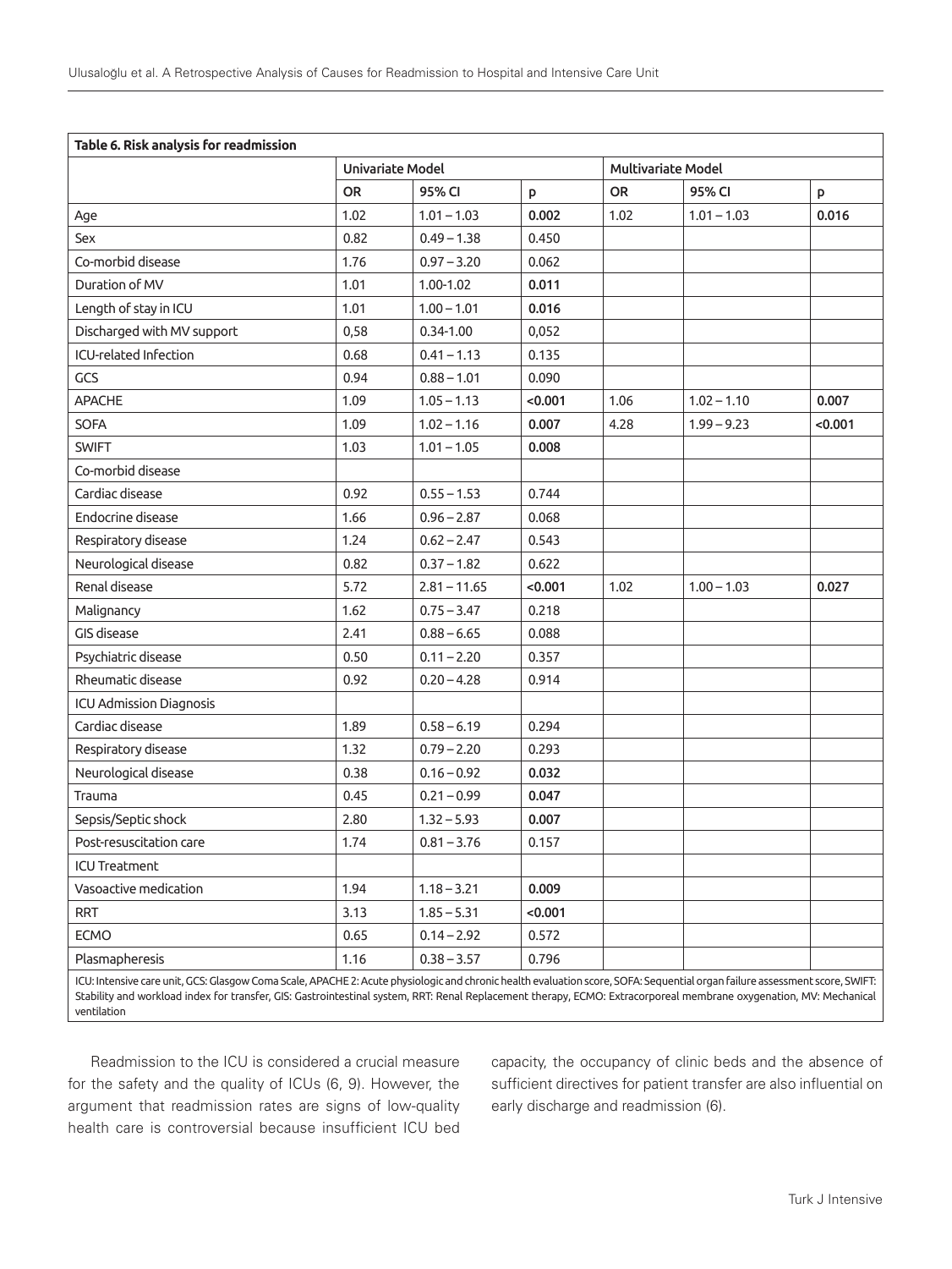**Table 6. Risk analysis for readmission**

| | Univariate Model | | | Multivariate Model | | |
|---|---|---|---|---|---|---|
| | OR | 95% CI | p | OR | 95% CI | p |
| Age | 1.02 | 1.01 – 1.03 | **0.002** | 1.02 | 1.01 – 1.03 | **0.016** |
| Sex | 0.82 | 0.49 – 1.38 | 0.450 | | | |
| Co-morbid disease | 1.76 | 0.97 – 3.20 | 0.062 | | | |
| Duration of MV | 1.01 | 1.00-1.02 | **0.011** | | | |
| Length of stay in ICU | 1.01 | 1.00 – 1.01 | **0.016** | | | |
| Discharged with MV support | 0,58 | 0.34-1.00 | 0,052 | | | |
| ICU-related Infection | 0.68 | 0.41 – 1.13 | 0.135 | | | |
| GCS | 0.94 | 0.88 – 1.01 | 0.090 | | | |
| APACHE | 1.09 | 1.05 – 1.13 | **<0.001** | 1.06 | 1.02 – 1.10 | **0.007** |
| SOFA | 1.09 | 1.02 – 1.16 | **0.007** | 4.28 | 1.99 – 9.23 | **<0.001** |
| SWIFT | 1.03 | 1.01 – 1.05 | **0.008** | | | |
| Co-morbid disease | | | | | | |
| Cardiac disease | 0.92 | 0.55 – 1.53 | 0.744 | | | |
| Endocrine disease | 1.66 | 0.96 – 2.87 | 0.068 | | | |
| Respiratory disease | 1.24 | 0.62 – 2.47 | 0.543 | | | |
| Neurological disease | 0.82 | 0.37 – 1.82 | 0.622 | | | |
| Renal disease | 5.72 | 2.81 – 11.65 | **<0.001** | 1.02 | 1.00 – 1.03 | **0.027** |
| Malignancy | 1.62 | 0.75 – 3.47 | 0.218 | | | |
| GIS disease | 2.41 | 0.88 – 6.65 | 0.088 | | | |
| Psychiatric disease | 0.50 | 0.11 – 2.20 | 0.357 | | | |
| Rheumatic disease | 0.92 | 0.20 – 4.28 | 0.914 | | | |
| ICU Admission Diagnosis | | | | | | |
| Cardiac disease | 1.89 | 0.58 – 6.19 | 0.294 | | | |
| Respiratory disease | 1.32 | 0.79 – 2.20 | 0.293 | | | |
| Neurological disease | 0.38 | 0.16 – 0.92 | **0.032** | | | |
| Trauma | 0.45 | 0.21 – 0.99 | **0.047** | | | |
| Sepsis/Septic shock | 2.80 | 1.32 – 5.93 | **0.007** | | | |
| Post-resuscitation care | 1.74 | 0.81 – 3.76 | 0.157 | | | |
| ICU Treatment | | | | | | |
| Vasoactive medication | 1.94 | 1.18 – 3.21 | **0.009** | | | |
| RRT | 3.13 | 1.85 – 5.31 | **<0.001** | | | |
| ECMO | 0.65 | 0.14 – 2.92 | 0.572 | | | |
| Plasmapheresis | 1.16 | 0.38 – 3.57 | 0.796 | | | |

ICU: Intensive care unit, GCS: Glasgow Coma Scale, APACHE 2: Acute physiologic and chronic health evaluation score, SOFA: Sequential organ failure assessment score, SWIFT: Stability and workload index for transfer, GIS: Gastrointestinal system, RRT: Renal Replacement therapy, ECMO: Extracorporeal membrane oxygenation, MV: Mechanical ventilation

Readmission to the ICU is considered a crucial measure for the safety and the quality of ICUs (6, 9). However, the argument that readmission rates are signs of low-quality health care is controversial because insufficient ICU bed capacity, the occupancy of clinic beds and the absence of sufficient directives for patient transfer are also influential on early discharge and readmission (6).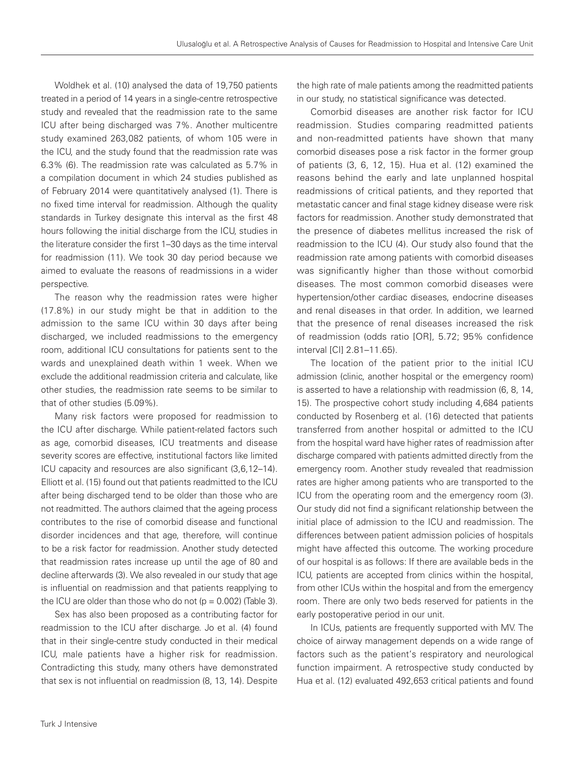Woldhek et al. (10) analysed the data of 19,750 patients treated in a period of 14 years in a single-centre retrospective study and revealed that the readmission rate to the same ICU after being discharged was 7%. Another multicentre study examined 263,082 patients, of whom 105 were in the ICU, and the study found that the readmission rate was 6.3% (6). The readmission rate was calculated as 5.7% in a compilation document in which 24 studies published as of February 2014 were quantitatively analysed (1). There is no fixed time interval for readmission. Although the quality standards in Turkey designate this interval as the first 48 hours following the initial discharge from the ICU, studies in the literature consider the first 1–30 days as the time interval for readmission (11). We took 30 day period because we aimed to evaluate the reasons of readmissions in a wider perspective.

The reason why the readmission rates were higher (17.8%) in our study might be that in addition to the admission to the same ICU within 30 days after being discharged, we included readmissions to the emergency room, additional ICU consultations for patients sent to the wards and unexplained death within 1 week. When we exclude the additional readmission criteria and calculate, like other studies, the readmission rate seems to be similar to that of other studies (5.09%).

Many risk factors were proposed for readmission to the ICU after discharge. While patient-related factors such as age, comorbid diseases, ICU treatments and disease severity scores are effective, institutional factors like limited ICU capacity and resources are also significant (3,6,12–14). Elliott et al. (15) found out that patients readmitted to the ICU after being discharged tend to be older than those who are not readmitted. The authors claimed that the ageing process contributes to the rise of comorbid disease and functional disorder incidences and that age, therefore, will continue to be a risk factor for readmission. Another study detected that readmission rates increase up until the age of 80 and decline afterwards (3). We also revealed in our study that age is influential on readmission and that patients reapplying to the ICU are older than those who do not ($p = 0.002$) (Table 3).

Sex has also been proposed as a contributing factor for readmission to the ICU after discharge. Jo et al. (4) found that in their single-centre study conducted in their medical ICU, male patients have a higher risk for readmission. Contradicting this study, many others have demonstrated that sex is not influential on readmission (8, 13, 14). Despite the high rate of male patients among the readmitted patients in our study, no statistical significance was detected.

Comorbid diseases are another risk factor for ICU readmission. Studies comparing readmitted patients and non-readmitted patients have shown that many comorbid diseases pose a risk factor in the former group of patients (3, 6, 12, 15). Hua et al. (12) examined the reasons behind the early and late unplanned hospital readmissions of critical patients, and they reported that metastatic cancer and final stage kidney disease were risk factors for readmission. Another study demonstrated that the presence of diabetes mellitus increased the risk of readmission to the ICU (4). Our study also found that the readmission rate among patients with comorbid diseases was significantly higher than those without comorbid diseases. The most common comorbid diseases were hypertension/other cardiac diseases, endocrine diseases and renal diseases in that order. In addition, we learned that the presence of renal diseases increased the risk of readmission (odds ratio [OR], 5.72; 95% confidence interval [CI] 2.81–11.65).

The location of the patient prior to the initial ICU admission (clinic, another hospital or the emergency room) is asserted to have a relationship with readmission (6, 8, 14, 15). The prospective cohort study including 4,684 patients conducted by Rosenberg et al. (16) detected that patients transferred from another hospital or admitted to the ICU from the hospital ward have higher rates of readmission after discharge compared with patients admitted directly from the emergency room. Another study revealed that readmission rates are higher among patients who are transported to the ICU from the operating room and the emergency room (3). Our study did not find a significant relationship between the initial place of admission to the ICU and readmission. The differences between patient admission policies of hospitals might have affected this outcome. The working procedure of our hospital is as follows: If there are available beds in the ICU, patients are accepted from clinics within the hospital, from other ICUs within the hospital and from the emergency room. There are only two beds reserved for patients in the early postoperative period in our unit.

In ICUs, patients are frequently supported with MV. The choice of airway management depends on a wide range of factors such as the patient's respiratory and neurological function impairment. A retrospective study conducted by Hua et al. (12) evaluated 492,653 critical patients and found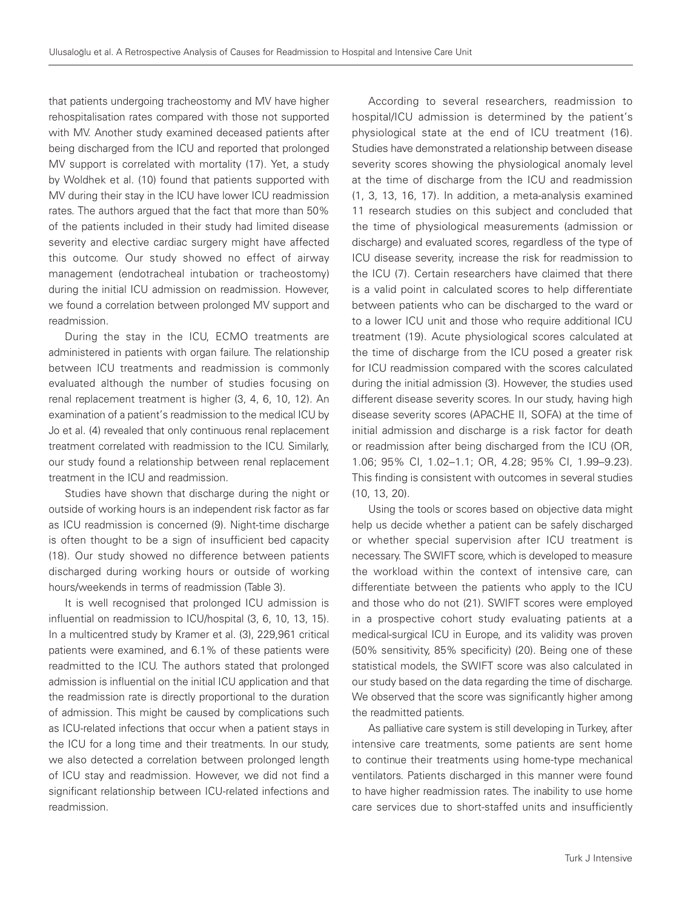that patients undergoing tracheostomy and MV have higher rehospitalisation rates compared with those not supported with MV. Another study examined deceased patients after being discharged from the ICU and reported that prolonged MV support is correlated with mortality (17). Yet, a study by Woldhek et al. (10) found that patients supported with MV during their stay in the ICU have lower ICU readmission rates. The authors argued that the fact that more than 50% of the patients included in their study had limited disease severity and elective cardiac surgery might have affected this outcome. Our study showed no effect of airway management (endotracheal intubation or tracheostomy) during the initial ICU admission on readmission. However, we found a correlation between prolonged MV support and readmission.

During the stay in the ICU, ECMO treatments are administered in patients with organ failure. The relationship between ICU treatments and readmission is commonly evaluated although the number of studies focusing on renal replacement treatment is higher (3, 4, 6, 10, 12). An examination of a patient's readmission to the medical ICU by Jo et al. (4) revealed that only continuous renal replacement treatment correlated with readmission to the ICU. Similarly, our study found a relationship between renal replacement treatment in the ICU and readmission.

Studies have shown that discharge during the night or outside of working hours is an independent risk factor as far as ICU readmission is concerned (9). Night-time discharge is often thought to be a sign of insufficient bed capacity (18). Our study showed no difference between patients discharged during working hours or outside of working hours/weekends in terms of readmission (Table 3).

It is well recognised that prolonged ICU admission is influential on readmission to ICU/hospital (3, 6, 10, 13, 15). In a multicentred study by Kramer et al. (3), 229,961 critical patients were examined, and 6.1% of these patients were readmitted to the ICU. The authors stated that prolonged admission is influential on the initial ICU application and that the readmission rate is directly proportional to the duration of admission. This might be caused by complications such as ICU-related infections that occur when a patient stays in the ICU for a long time and their treatments. In our study, we also detected a correlation between prolonged length of ICU stay and readmission. However, we did not find a significant relationship between ICU-related infections and readmission.

According to several researchers, readmission to hospital/ICU admission is determined by the patient's physiological state at the end of ICU treatment (16). Studies have demonstrated a relationship between disease severity scores showing the physiological anomaly level at the time of discharge from the ICU and readmission (1, 3, 13, 16, 17). In addition, a meta-analysis examined 11 research studies on this subject and concluded that the time of physiological measurements (admission or discharge) and evaluated scores, regardless of the type of ICU disease severity, increase the risk for readmission to the ICU (7). Certain researchers have claimed that there is a valid point in calculated scores to help differentiate between patients who can be discharged to the ward or to a lower ICU unit and those who require additional ICU treatment (19). Acute physiological scores calculated at the time of discharge from the ICU posed a greater risk for ICU readmission compared with the scores calculated during the initial admission (3). However, the studies used different disease severity scores. In our study, having high disease severity scores (APACHE II, SOFA) at the time of initial admission and discharge is a risk factor for death or readmission after being discharged from the ICU (OR, 1.06; 95% CI, 1.02–1.1; OR, 4.28; 95% CI, 1.99–9.23). This finding is consistent with outcomes in several studies (10, 13, 20).

Using the tools or scores based on objective data might help us decide whether a patient can be safely discharged or whether special supervision after ICU treatment is necessary. The SWIFT score, which is developed to measure the workload within the context of intensive care, can differentiate between the patients who apply to the ICU and those who do not (21). SWIFT scores were employed in a prospective cohort study evaluating patients at a medical-surgical ICU in Europe, and its validity was proven (50% sensitivity, 85% specificity) (20). Being one of these statistical models, the SWIFT score was also calculated in our study based on the data regarding the time of discharge. We observed that the score was significantly higher among the readmitted patients.

As palliative care system is still developing in Turkey, after intensive care treatments, some patients are sent home to continue their treatments using home-type mechanical ventilators. Patients discharged in this manner were found to have higher readmission rates. The inability to use home care services due to short-staffed units and insufficiently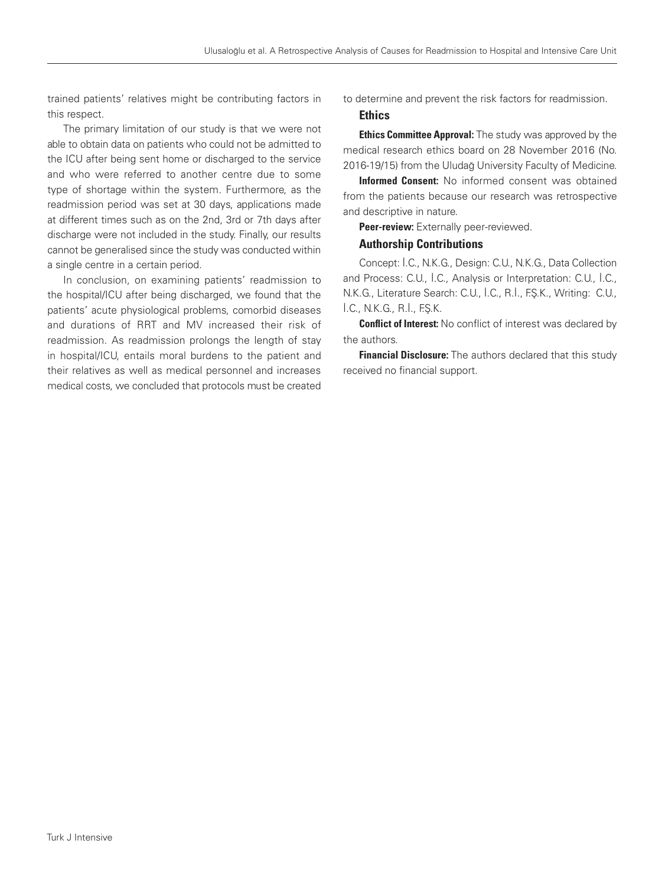trained patients' relatives might be contributing factors in this respect.

The primary limitation of our study is that we were not able to obtain data on patients who could not be admitted to the ICU after being sent home or discharged to the service and who were referred to another centre due to some type of shortage within the system. Furthermore, as the readmission period was set at 30 days, applications made at different times such as on the 2nd, 3rd or 7th days after discharge were not included in the study. Finally, our results cannot be generalised since the study was conducted within a single centre in a certain period.

In conclusion, on examining patients' readmission to the hospital/ICU after being discharged, we found that the patients' acute physiological problems, comorbid diseases and durations of RRT and MV increased their risk of readmission. As readmission prolongs the length of stay in hospital/ICU, entails moral burdens to the patient and their relatives as well as medical personnel and increases medical costs, we concluded that protocols must be created to determine and prevent the risk factors for readmission.

### Ethics

**Ethics Committee Approval:** The study was approved by the medical research ethics board on 28 November 2016 (No. 2016-19/15) from the Uludağ University Faculty of Medicine.

**Informed Consent:** No informed consent was obtained from the patients because our research was retrospective and descriptive in nature.

**Peer-review:** Externally peer-reviewed.

### Authorship Contributions

Concept: İ.C., N.K.G., Design: C.U., N.K.G., Data Collection and Process: C.U., İ.C., Analysis or Interpretation: C.U., İ.C., N.K.G., Literature Search: C.U., İ.C., R.İ., F.Ş.K., Writing: C.U., İ.C., N.K.G., R.İ., F.Ş.K.

**Conflict of Interest:** No conflict of interest was declared by the authors.

**Financial Disclosure:** The authors declared that this study received no financial support.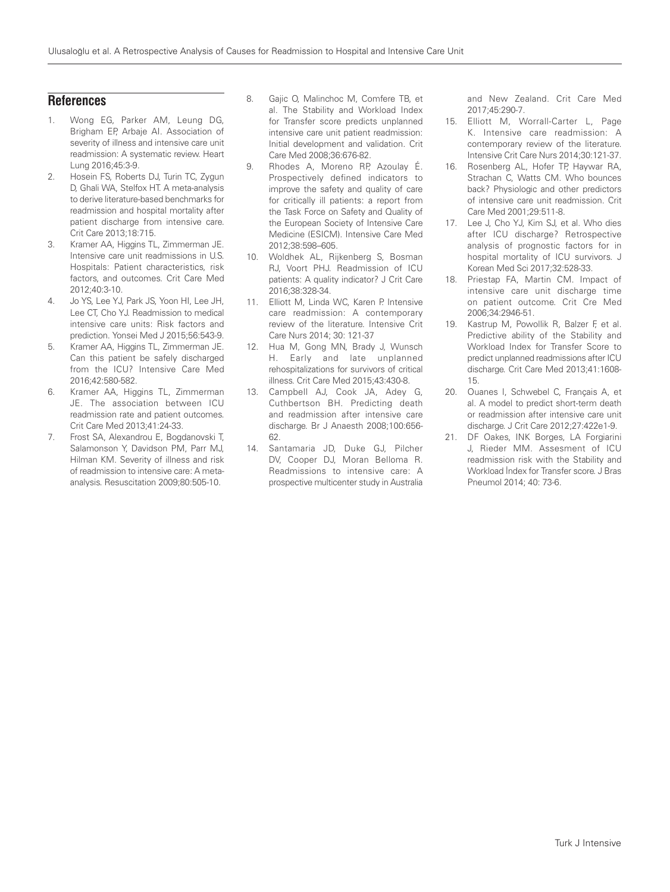## References

1. Wong EG, Parker AM, Leung DG, Brigham EP, Arbaje AI. Association of severity of illness and intensive care unit readmission: A systematic review. Heart Lung 2016;45:3-9.
2. Hosein FS, Roberts DJ, Turin TC, Zygun D, Ghali WA, Stelfox HT. A meta-analysis to derive literature-based benchmarks for readmission and hospital mortality after patient discharge from intensive care. Crit Care 2013;18:715.
3. Kramer AA, Higgins TL, Zimmerman JE. Intensive care unit readmissions in U.S. Hospitals: Patient characteristics, risk factors, and outcomes. Crit Care Med 2012;40:3-10.
4. Jo YS, Lee YJ, Park JS, Yoon HI, Lee JH, Lee CT, Cho YJ. Readmission to medical intensive care units: Risk factors and prediction. Yonsei Med J 2015;56:543-9.
5. Kramer AA, Higgins TL, Zimmerman JE. Can this patient be safely discharged from the ICU? Intensive Care Med 2016;42:580-582.
6. Kramer AA, Higgins TL, Zimmerman JE. The association between ICU readmission rate and patient outcomes. Crit Care Med 2013;41:24-33.
7. Frost SA, Alexandrou E, Bogdanovski T, Salamonson Y, Davidson PM, Parr MJ, Hilman KM. Severity of illness and risk of readmission to intensive care: A meta-analysis. Resuscitation 2009;80:505-10.
8. Gajic O, Malinchoc M, Comfere TB, et al. The Stability and Workload Index for Transfer score predicts unplanned intensive care unit patient readmission: Initial development and validation. Crit Care Med 2008;36:676-82.
9. Rhodes A, Moreno RP, Azoulay É. Prospectively defined indicators to improve the safety and quality of care for critically ill patients: a report from the Task Force on Safety and Quality of the European Society of Intensive Care Medicine (ESICM). Intensive Care Med 2012;38:598–605.
10. Woldhek AL, Rijkenberg S, Bosman RJ, Voort PHJ. Readmission of ICU patients: A quality indicator? J Crit Care 2016;38:328-34.
11. Elliott M, Linda WC, Karen P. Intensive care readmission: A contemporary review of the literature. Intensive Crit Care Nurs 2014; 30: 121-37
12. Hua M, Gong MN, Brady J, Wunsch H. Early and late unplanned rehospitalizations for survivors of critical illness. Crit Care Med 2015;43:430-8.
13. Campbell AJ, Cook JA, Adey G, Cuthbertson BH. Predicting death and readmission after intensive care discharge. Br J Anaesth 2008;100:656-62.
14. Santamaria JD, Duke GJ, Pilcher DV, Cooper DJ, Moran Belloma R. Readmissions to intensive care: A prospective multicenter study in Australia and New Zealand. Crit Care Med 2017;45:290-7.
15. Elliott M, Worrall-Carter L, Page K. Intensive care readmission: A contemporary review of the literature. Intensive Crit Care Nurs 2014;30:121-37.
16. Rosenberg AL, Hofer TP, Haywar RA, Strachan C, Watts CM. Who bounces back? Physiologic and other predictors of intensive care unit readmission. Crit Care Med 2001;29:511-8.
17. Lee J, Cho YJ, Kim SJ, et al. Who dies after ICU discharge? Retrospective analysis of prognostic factors for in hospital mortality of ICU survivors. J Korean Med Sci 2017;32:528-33.
18. Priestap FA, Martin CM. Impact of intensive care unit discharge time on patient outcome. Crit Cre Med 2006;34:2946-51.
19. Kastrup M, Powollik R, Balzer F, et al. Predictive ability of the Stability and Workload Index for Transfer Score to predict unplanned readmissions after ICU discharge. Crit Care Med 2013;41:1608-15.
20. Ouanes I, Schwebel C, Français A, et al. A model to predict short-term death or readmission after intensive care unit discharge. J Crit Care 2012;27:422e1-9.
21. DF Oakes, INK Borges, LA Forgiarini J, Rieder MM. Assesment of ICU readmission risk with the Stability and Workload İndex for Transfer score. J Bras Pneumol 2014; 40: 73-6.